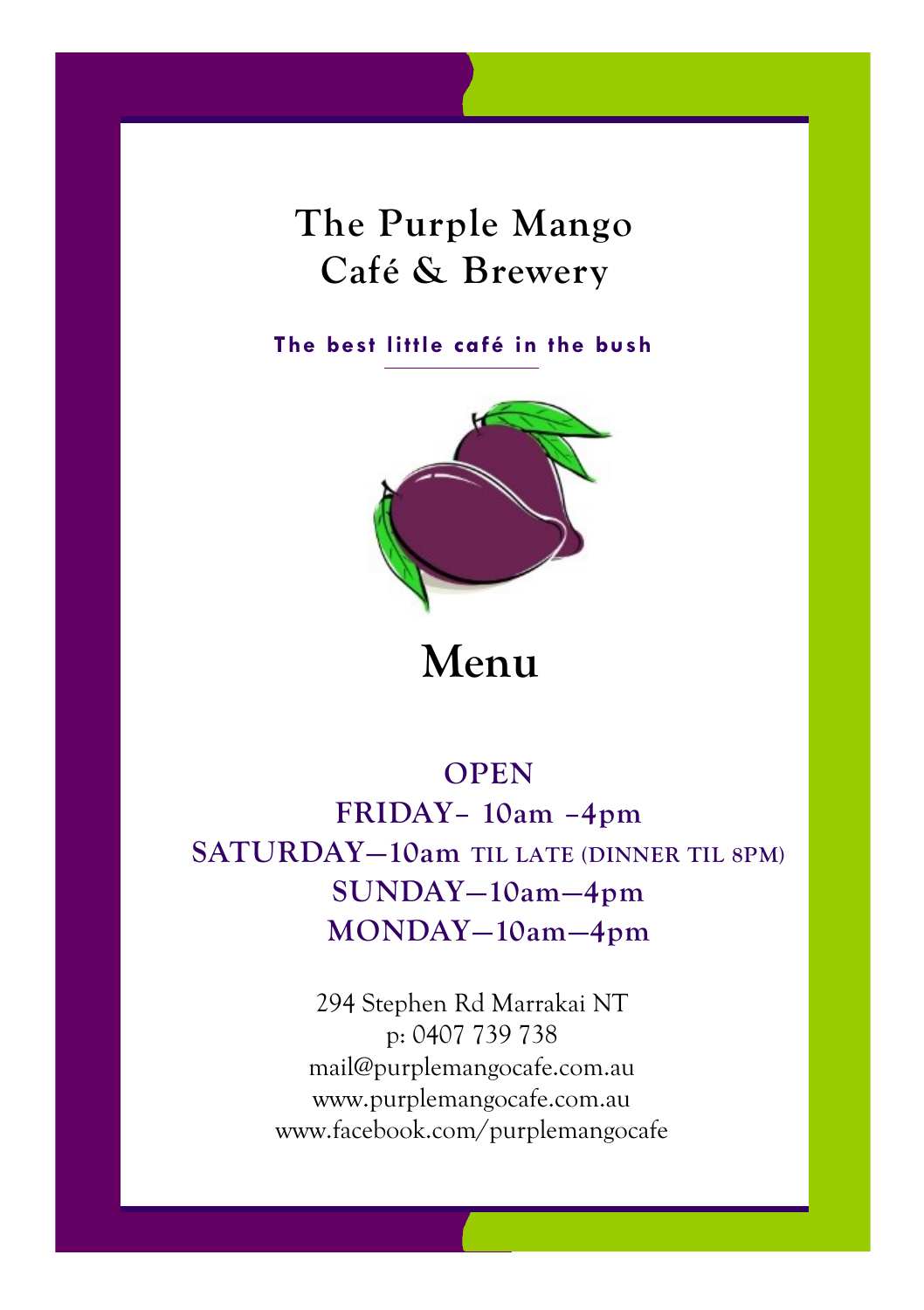# The Purple Mango Café & Brewery

**The best little café in the bush**

# Menu

## OPEN

**FRIDAY– 10am –4pm**

**SATURDAY—10am TIL LATE (DINNER TIL 8PM)**

**SUNDAY—10am—4pm**

**MONDAY—10am—4pm**

294 Stephen Rd Marrakai NT
p: 0407 739 738
mail@purplemangocafe.com.au
www.purplemangocafe.com.au
www.facebook.com/purplemangocafe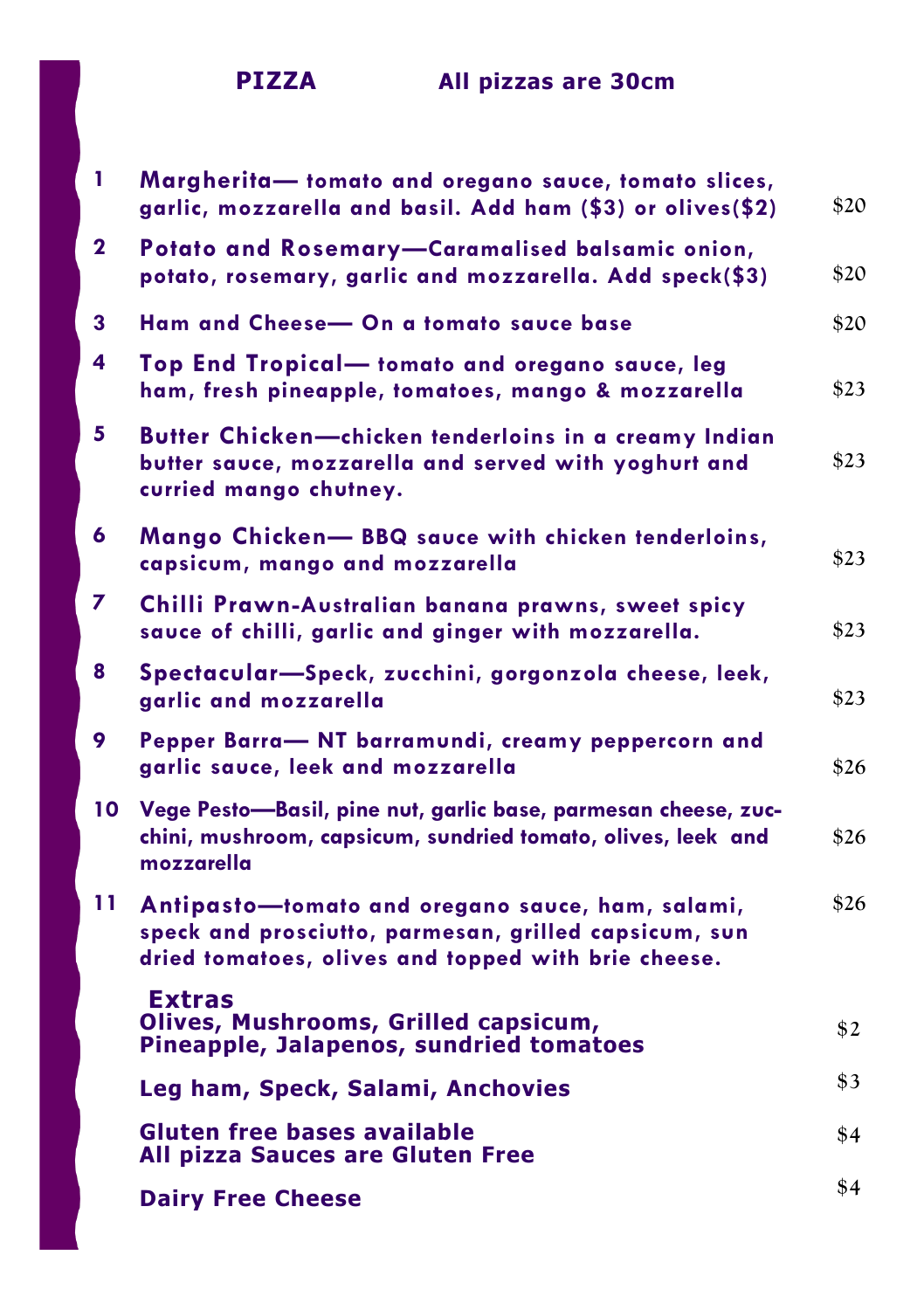# PIZZA

**All pizzas are 30cm**

| # | Pizza | Price |
|---|---|---|
| 1 | **Margherita**— tomato and oregano sauce, tomato slices, garlic, mozzarella and basil. Add ham ($3) or olives($2) | $20 |
| 2 | **Potato and Rosemary**—Caramalised balsamic onion, potato, rosemary, garlic and mozzarella. Add speck($3) | $20 |
| 3 | **Ham and Cheese**— On a tomato sauce base | $20 |
| 4 | **Top End Tropical**— tomato and oregano sauce, leg ham, fresh pineapple, tomatoes, mango & mozzarella | $23 |
| 5 | **Butter Chicken**—chicken tenderloins in a creamy Indian butter sauce, mozzarella and served with yoghurt and curried mango chutney. | $23 |
| 6 | **Mango Chicken**— BBQ sauce with chicken tenderloins, capsicum, mango and mozzarella | $23 |
| 7 | **Chilli Prawn**-Australian banana prawns, sweet spicy sauce of chilli, garlic and ginger with mozzarella. | $23 |
| 8 | **Spectacular**—Speck, zucchini, gorgonzola cheese, leek, garlic and mozzarella | $23 |
| 9 | **Pepper Barra**— NT barramundi, creamy peppercorn and garlic sauce, leek and mozzarella | $26 |
| 10 | **Vege Pesto**—Basil, pine nut, garlic base, parmesan cheese, zucchini, mushroom, capsicum, sundried tomato, olives, leek and mozzarella | $26 |
| 11 | **Antipasto**—tomato and oregano sauce, ham, salami, speck and prosciutto, parmesan, grilled capsicum, sun dried tomatoes, olives and topped with brie cheese. | $26 |

## Extras

| Item | Price |
|---|---|
| Olives, Mushrooms, Grilled capsicum, Pineapple, Jalapenos, sundried tomatoes | $2 |
| Leg ham, Speck, Salami, Anchovies | $3 |
| Gluten free bases available<br>All pizza Sauces are Gluten Free | $4 |
| Dairy Free Cheese | $4 |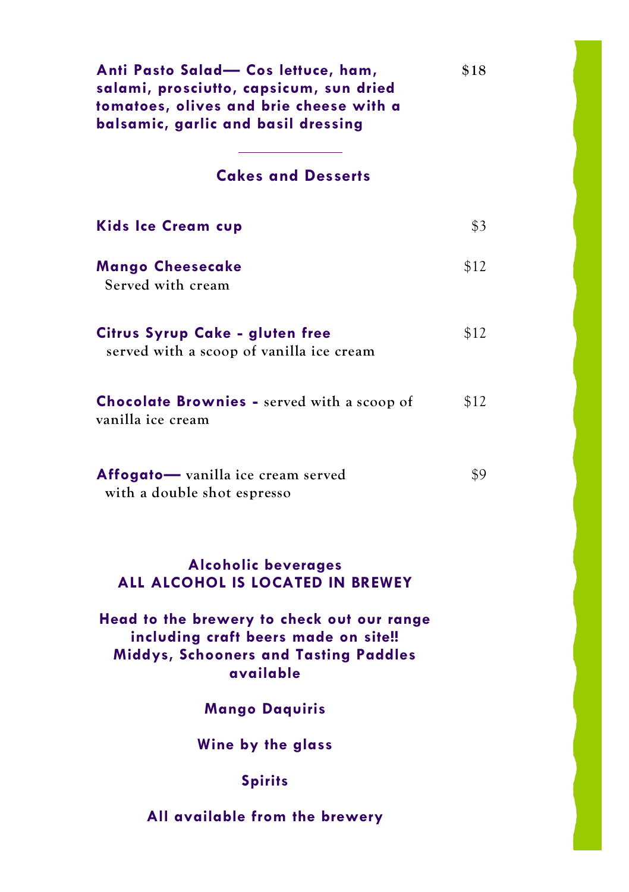**Anti Pasto Salad— Cos lettuce, ham, salami, prosciutto, capsicum, sun dried tomatoes, olives and brie cheese with a balsamic, garlic and basil dressing** $18

---

## Cakes and Desserts

**Kids Ice Cream cup** $3

**Mango Cheesecake** $12
Served with cream

**Citrus Syrup Cake - gluten free** $12
served with a scoop of vanilla ice cream

**Chocolate Brownies -** served with a scoop of vanilla ice cream $12

**Affogato—** vanilla ice cream served with a double shot espresso $9

## Alcoholic beverages
## ALL ALCOHOL IS LOCATED IN BREWEY

**Head to the brewery to check out our range including craft beers made on site!! Middys, Schooners and Tasting Paddles available**

**Mango Daquiris**

**Wine by the glass**

**Spirits**

**All available from the brewery**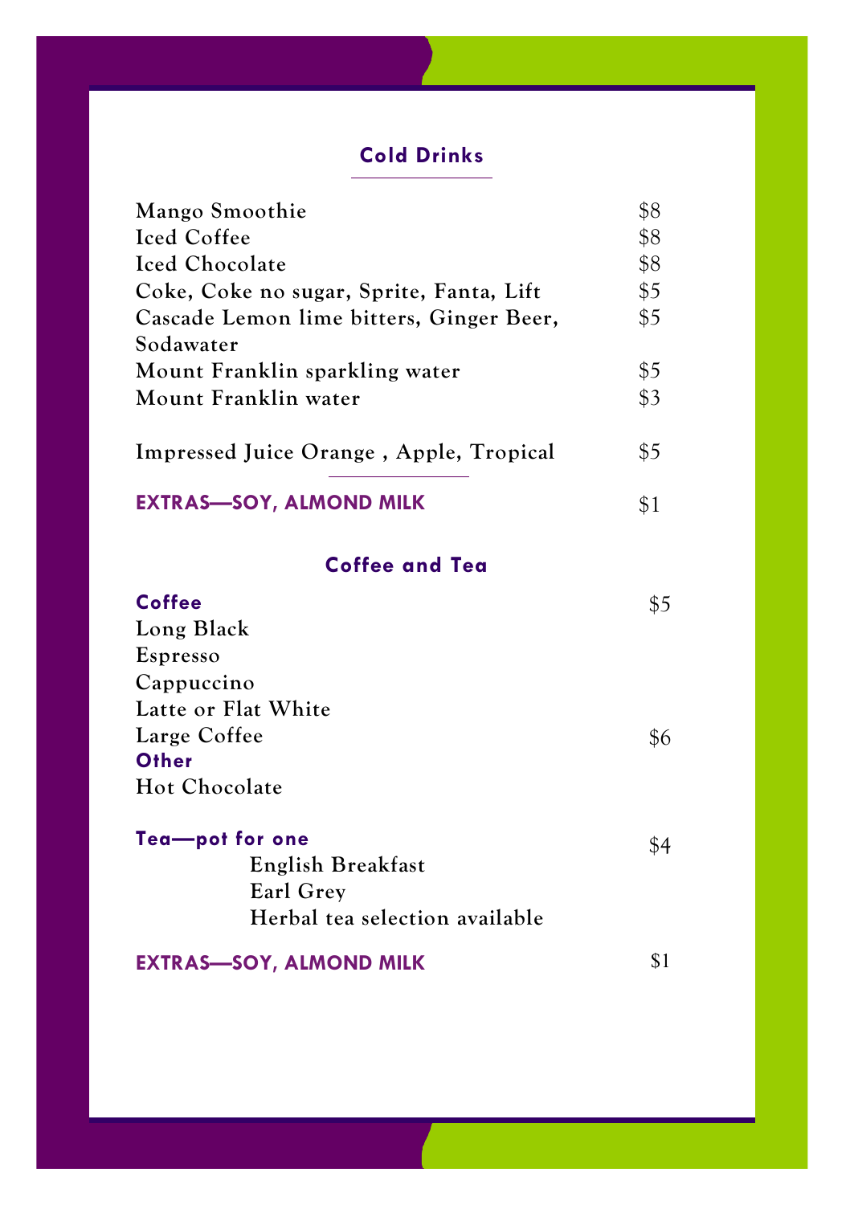## Cold Drinks

| | |
|---|---|
| Mango Smoothie | $8 |
| Iced Coffee | $8 |
| Iced Chocolate | $8 |
| Coke, Coke no sugar, Sprite, Fanta, Lift | $5 |
| Cascade Lemon lime bitters, Ginger Beer, Sodawater | $5 |
| Mount Franklin sparkling water | $5 |
| Mount Franklin water | $3 |
| Impressed Juice Orange , Apple, Tropical | $5 |

**EXTRAS—SOY, ALMOND MILK** $1

## Coffee and Tea

**Coffee** $5

Long Black
Espresso
Cappuccino
Latte or Flat White

Large Coffee $6

**Other**

Hot Chocolate

**Tea—pot for one** $4

English Breakfast
Earl Grey
Herbal tea selection available

**EXTRAS—SOY, ALMOND MILK** $1